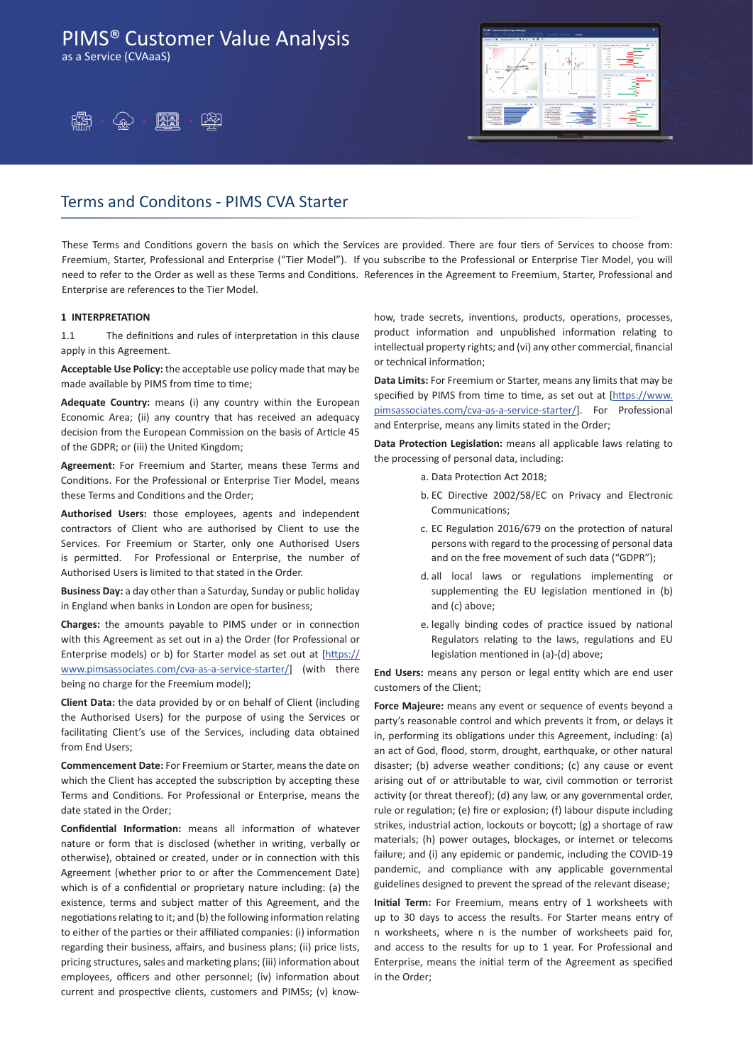# PIMS® Customer Value Analysis

as a Service (CVAaaS)

## Terms and Conditons - PIMS CVA Starter

These Terms and Conditions govern the basis on which the Services are provided. There are four tiers of Services to choose from: Freemium, Starter, Professional and Enterprise ("Tier Model"). If you subscribe to the Professional or Enterprise Tier Model, you will need to refer to the Order as well as these Terms and Conditions. References in the Agreement to Freemium, Starter, Professional and Enterprise are references to the Tier Model.

### 1 INTERPRETATION

1.1 The definitions and rules of interpretation in this clause apply in this Agreement.

**Acceptable Use Policy:** the acceptable use policy made that may be made available by PIMS from time to time;

**Adequate Country:** means (i) any country within the European Economic Area; (ii) any country that has received an adequacy decision from the European Commission on the basis of Article 45 of the GDPR; or (iii) the United Kingdom;

**Agreement:** For Freemium and Starter, means these Terms and Conditions. For the Professional or Enterprise Tier Model, means these Terms and Conditions and the Order;

**Authorised Users:** those employees, agents and independent contractors of Client who are authorised by Client to use the Services. For Freemium or Starter, only one Authorised Users is permitted. For Professional or Enterprise, the number of Authorised Users is limited to that stated in the Order.

**Business Day:** a day other than a Saturday, Sunday or public holiday in England when banks in London are open for business;

**Charges:** the amounts payable to PIMS under or in connection with this Agreement as set out in a) the Order (for Professional or Enterprise models) or b) for Starter model as set out at [https://www.pimsassociates.com/cva-as-a-service-starter/] (with there being no charge for the Freemium model);

**Client Data:** the data provided by or on behalf of Client (including the Authorised Users) for the purpose of using the Services or facilitating Client's use of the Services, including data obtained from End Users;

**Commencement Date:** For Freemium or Starter, means the date on which the Client has accepted the subscription by accepting these Terms and Conditions. For Professional or Enterprise, means the date stated in the Order;

**Confidential Information:** means all information of whatever nature or form that is disclosed (whether in writing, verbally or otherwise), obtained or created, under or in connection with this Agreement (whether prior to or after the Commencement Date) which is of a confidential or proprietary nature including: (a) the existence, terms and subject matter of this Agreement, and the negotiations relating to it; and (b) the following information relating to either of the parties or their affiliated companies: (i) information regarding their business, affairs, and business plans; (ii) price lists, pricing structures, sales and marketing plans; (iii) information about employees, officers and other personnel; (iv) information about current and prospective clients, customers and PIMSs; (v) know-how, trade secrets, inventions, products, operations, processes, product information and unpublished information relating to intellectual property rights; and (vi) any other commercial, financial or technical information;

**Data Limits:** For Freemium or Starter, means any limits that may be specified by PIMS from time to time, as set out at [https://www.pimsassociates.com/cva-as-a-service-starter/]. For Professional and Enterprise, means any limits stated in the Order;

**Data Protection Legislation:** means all applicable laws relating to the processing of personal data, including:

a. Data Protection Act 2018;

b. EC Directive 2002/58/EC on Privacy and Electronic Communications;

c. EC Regulation 2016/679 on the protection of natural persons with regard to the processing of personal data and on the free movement of such data ("GDPR");

d. all local laws or regulations implementing or supplementing the EU legislation mentioned in (b) and (c) above;

e. legally binding codes of practice issued by national Regulators relating to the laws, regulations and EU legislation mentioned in (a)-(d) above;

**End Users:** means any person or legal entity which are end user customers of the Client;

**Force Majeure:** means any event or sequence of events beyond a party's reasonable control and which prevents it from, or delays it in, performing its obligations under this Agreement, including: (a) an act of God, flood, storm, drought, earthquake, or other natural disaster; (b) adverse weather conditions; (c) any cause or event arising out of or attributable to war, civil commotion or terrorist activity (or threat thereof); (d) any law, or any governmental order, rule or regulation; (e) fire or explosion; (f) labour dispute including strikes, industrial action, lockouts or boycott; (g) a shortage of raw materials; (h) power outages, blockages, or internet or telecoms failure; and (i) any epidemic or pandemic, including the COVID-19 pandemic, and compliance with any applicable governmental guidelines designed to prevent the spread of the relevant disease;

**Initial Term:** For Freemium, means entry of 1 worksheets with up to 30 days to access the results. For Starter means entry of n worksheets, where n is the number of worksheets paid for, and access to the results for up to 1 year. For Professional and Enterprise, means the initial term of the Agreement as specified in the Order;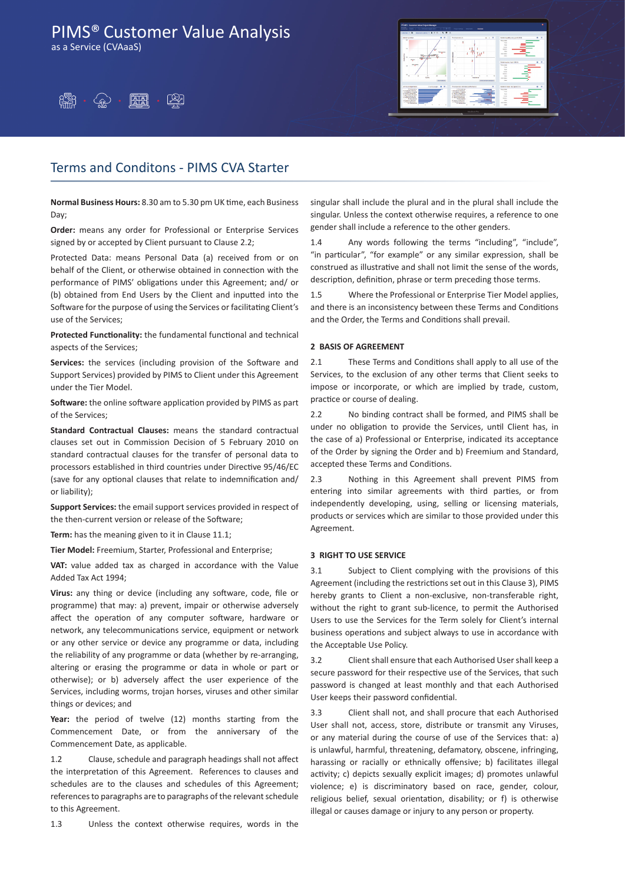# PIMS® Customer Value Analysis

as a Service (CVAaaS)

## Terms and Conditons - PIMS CVA Starter

**Normal Business Hours:** 8.30 am to 5.30 pm UK time, each Business Day;

**Order:** means any order for Professional or Enterprise Services signed by or accepted by Client pursuant to Clause 2.2;

Protected Data: means Personal Data (a) received from or on behalf of the Client, or otherwise obtained in connection with the performance of PIMS' obligations under this Agreement; and/ or (b) obtained from End Users by the Client and inputted into the Software for the purpose of using the Services or facilitating Client's use of the Services;

**Protected Functionality:** the fundamental functional and technical aspects of the Services;

**Services:** the services (including provision of the Software and Support Services) provided by PIMS to Client under this Agreement under the Tier Model.

**Software:** the online software application provided by PIMS as part of the Services;

**Standard Contractual Clauses:** means the standard contractual clauses set out in Commission Decision of 5 February 2010 on standard contractual clauses for the transfer of personal data to processors established in third countries under Directive 95/46/EC (save for any optional clauses that relate to indemnification and/ or liability);

**Support Services:** the email support services provided in respect of the then-current version or release of the Software;

**Term:** has the meaning given to it in Clause 11.1;

**Tier Model:** Freemium, Starter, Professional and Enterprise;

**VAT:** value added tax as charged in accordance with the Value Added Tax Act 1994;

**Virus:** any thing or device (including any software, code, file or programme) that may: a) prevent, impair or otherwise adversely affect the operation of any computer software, hardware or network, any telecommunications service, equipment or network or any other service or device any programme or data, including the reliability of any programme or data (whether by re-arranging, altering or erasing the programme or data in whole or part or otherwise); or b) adversely affect the user experience of the Services, including worms, trojan horses, viruses and other similar things or devices; and

**Year:** the period of twelve (12) months starting from the Commencement Date, or from the anniversary of the Commencement Date, as applicable.

1.2 Clause, schedule and paragraph headings shall not affect the interpretation of this Agreement. References to clauses and schedules are to the clauses and schedules of this Agreement; references to paragraphs are to paragraphs of the relevant schedule to this Agreement.

1.3 Unless the context otherwise requires, words in the singular shall include the plural and in the plural shall include the singular. Unless the context otherwise requires, a reference to one gender shall include a reference to the other genders.

1.4 Any words following the terms "including", "include", "in particular", "for example" or any similar expression, shall be construed as illustrative and shall not limit the sense of the words, description, definition, phrase or term preceding those terms.

1.5 Where the Professional or Enterprise Tier Model applies, and there is an inconsistency between these Terms and Conditions and the Order, the Terms and Conditions shall prevail.

### 2 BASIS OF AGREEMENT

2.1 These Terms and Conditions shall apply to all use of the Services, to the exclusion of any other terms that Client seeks to impose or incorporate, or which are implied by trade, custom, practice or course of dealing.

2.2 No binding contract shall be formed, and PIMS shall be under no obligation to provide the Services, until Client has, in the case of a) Professional or Enterprise, indicated its acceptance of the Order by signing the Order and b) Freemium and Standard, accepted these Terms and Conditions.

2.3 Nothing in this Agreement shall prevent PIMS from entering into similar agreements with third parties, or from independently developing, using, selling or licensing materials, products or services which are similar to those provided under this Agreement.

### 3 RIGHT TO USE SERVICE

3.1 Subject to Client complying with the provisions of this Agreement (including the restrictions set out in this Clause 3), PIMS hereby grants to Client a non-exclusive, non-transferable right, without the right to grant sub-licence, to permit the Authorised Users to use the Services for the Term solely for Client's internal business operations and subject always to use in accordance with the Acceptable Use Policy.

3.2 Client shall ensure that each Authorised User shall keep a secure password for their respective use of the Services, that such password is changed at least monthly and that each Authorised User keeps their password confidential.

3.3 Client shall not, and shall procure that each Authorised User shall not, access, store, distribute or transmit any Viruses, or any material during the course of use of the Services that: a) is unlawful, harmful, threatening, defamatory, obscene, infringing, harassing or racially or ethnically offensive; b) facilitates illegal activity; c) depicts sexually explicit images; d) promotes unlawful violence; e) is discriminatory based on race, gender, colour, religious belief, sexual orientation, disability; or f) is otherwise illegal or causes damage or injury to any person or property.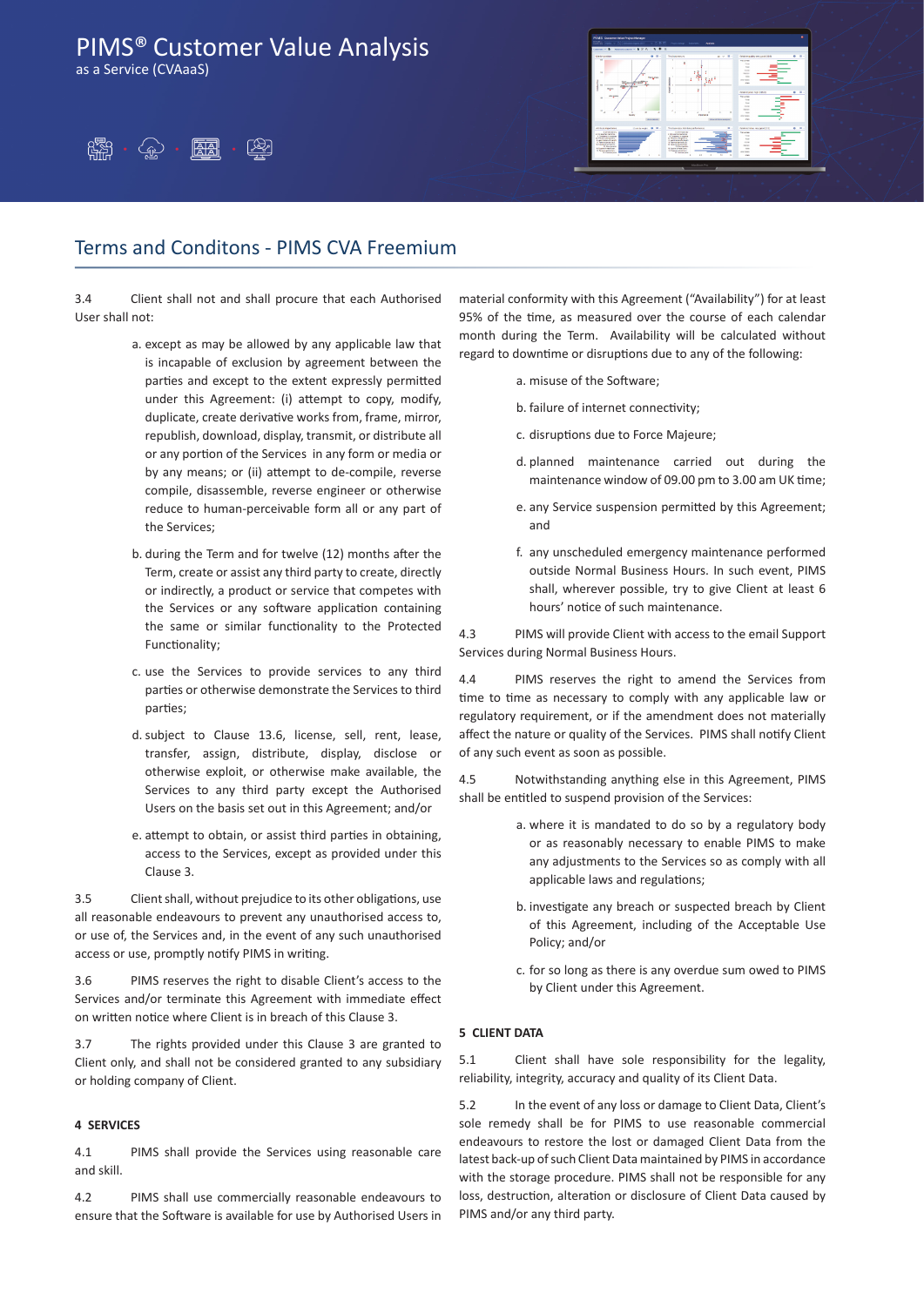# PIMS® Customer Value Analysis

as a Service (CVAaaS)

## Terms and Conditons - PIMS CVA Freemium

3.4 Client shall not and shall procure that each Authorised User shall not:

a. except as may be allowed by any applicable law that is incapable of exclusion by agreement between the parties and except to the extent expressly permitted under this Agreement: (i) attempt to copy, modify, duplicate, create derivative works from, frame, mirror, republish, download, display, transmit, or distribute all or any portion of the Services in any form or media or by any means; or (ii) attempt to de-compile, reverse compile, disassemble, reverse engineer or otherwise reduce to human-perceivable form all or any part of the Services;

b. during the Term and for twelve (12) months after the Term, create or assist any third party to create, directly or indirectly, a product or service that competes with the Services or any software application containing the same or similar functionality to the Protected Functionality;

c. use the Services to provide services to any third parties or otherwise demonstrate the Services to third parties;

d. subject to Clause 13.6, license, sell, rent, lease, transfer, assign, distribute, display, disclose or otherwise exploit, or otherwise make available, the Services to any third party except the Authorised Users on the basis set out in this Agreement; and/or

e. attempt to obtain, or assist third parties in obtaining, access to the Services, except as provided under this Clause 3.

3.5 Client shall, without prejudice to its other obligations, use all reasonable endeavours to prevent any unauthorised access to, or use of, the Services and, in the event of any such unauthorised access or use, promptly notify PIMS in writing.

3.6 PIMS reserves the right to disable Client's access to the Services and/or terminate this Agreement with immediate effect on written notice where Client is in breach of this Clause 3.

3.7 The rights provided under this Clause 3 are granted to Client only, and shall not be considered granted to any subsidiary or holding company of Client.

### 4 SERVICES

4.1 PIMS shall provide the Services using reasonable care and skill.

4.2 PIMS shall use commercially reasonable endeavours to ensure that the Software is available for use by Authorised Users in material conformity with this Agreement ("Availability") for at least 95% of the time, as measured over the course of each calendar month during the Term. Availability will be calculated without regard to downtime or disruptions due to any of the following:

a. misuse of the Software;

b. failure of internet connectivity;

c. disruptions due to Force Majeure;

d. planned maintenance carried out during the maintenance window of 09.00 pm to 3.00 am UK time;

e. any Service suspension permitted by this Agreement; and

f. any unscheduled emergency maintenance performed outside Normal Business Hours. In such event, PIMS shall, wherever possible, try to give Client at least 6 hours' notice of such maintenance.

4.3 PIMS will provide Client with access to the email Support Services during Normal Business Hours.

4.4 PIMS reserves the right to amend the Services from time to time as necessary to comply with any applicable law or regulatory requirement, or if the amendment does not materially affect the nature or quality of the Services. PIMS shall notify Client of any such event as soon as possible.

4.5 Notwithstanding anything else in this Agreement, PIMS shall be entitled to suspend provision of the Services:

a. where it is mandated to do so by a regulatory body or as reasonably necessary to enable PIMS to make any adjustments to the Services so as comply with all applicable laws and regulations;

b. investigate any breach or suspected breach by Client of this Agreement, including of the Acceptable Use Policy; and/or

c. for so long as there is any overdue sum owed to PIMS by Client under this Agreement.

### 5 CLIENT DATA

5.1 Client shall have sole responsibility for the legality, reliability, integrity, accuracy and quality of its Client Data.

5.2 In the event of any loss or damage to Client Data, Client's sole remedy shall be for PIMS to use reasonable commercial endeavours to restore the lost or damaged Client Data from the latest back-up of such Client Data maintained by PIMS in accordance with the storage procedure. PIMS shall not be responsible for any loss, destruction, alteration or disclosure of Client Data caused by PIMS and/or any third party.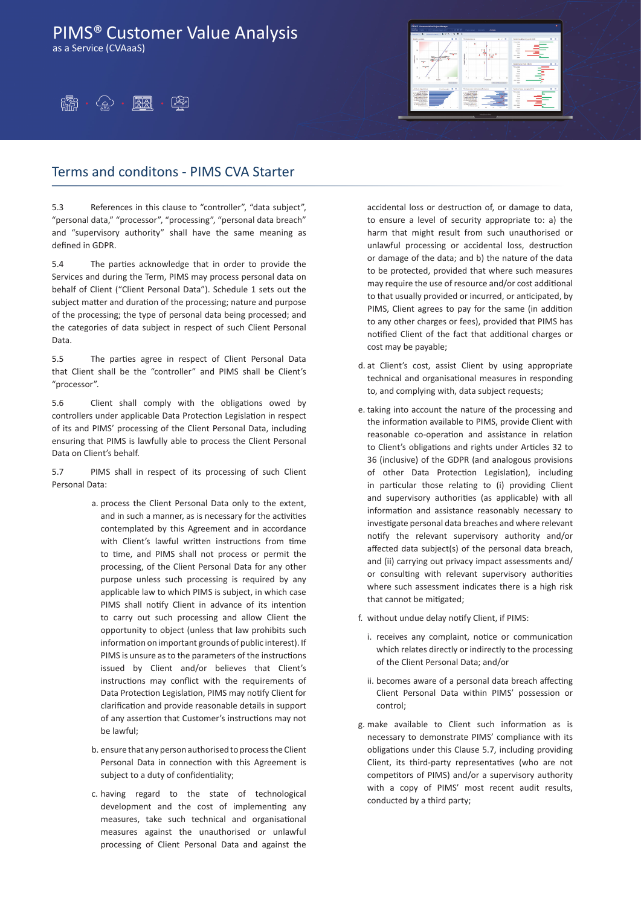# PIMS® Customer Value Analysis

as a Service (CVAaaS)

## Terms and conditons - PIMS CVA Starter

5.3 References in this clause to "controller", "data subject", "personal data," "processor", "processing", "personal data breach" and "supervisory authority" shall have the same meaning as defined in GDPR.

5.4 The parties acknowledge that in order to provide the Services and during the Term, PIMS may process personal data on behalf of Client ("Client Personal Data"). Schedule 1 sets out the subject matter and duration of the processing; nature and purpose of the processing; the type of personal data being processed; and the categories of data subject in respect of such Client Personal Data.

5.5 The parties agree in respect of Client Personal Data that Client shall be the "controller" and PIMS shall be Client's "processor".

5.6 Client shall comply with the obligations owed by controllers under applicable Data Protection Legislation in respect of its and PIMS' processing of the Client Personal Data, including ensuring that PIMS is lawfully able to process the Client Personal Data on Client's behalf.

5.7 PIMS shall in respect of its processing of such Client Personal Data:

a. process the Client Personal Data only to the extent, and in such a manner, as is necessary for the activities contemplated by this Agreement and in accordance with Client's lawful written instructions from time to time, and PIMS shall not process or permit the processing, of the Client Personal Data for any other purpose unless such processing is required by any applicable law to which PIMS is subject, in which case PIMS shall notify Client in advance of its intention to carry out such processing and allow Client the opportunity to object (unless that law prohibits such information on important grounds of public interest). If PIMS is unsure as to the parameters of the instructions issued by Client and/or believes that Client's instructions may conflict with the requirements of Data Protection Legislation, PIMS may notify Client for clarification and provide reasonable details in support of any assertion that Customer's instructions may not be lawful;

b. ensure that any person authorised to process the Client Personal Data in connection with this Agreement is subject to a duty of confidentiality;

c. having regard to the state of technological development and the cost of implementing any measures, take such technical and organisational measures against the unauthorised or unlawful processing of Client Personal Data and against the accidental loss or destruction of, or damage to data, to ensure a level of security appropriate to: a) the harm that might result from such unauthorised or unlawful processing or accidental loss, destruction or damage of the data; and b) the nature of the data to be protected, provided that where such measures may require the use of resource and/or cost additional to that usually provided or incurred, or anticipated, by PIMS, Client agrees to pay for the same (in addition to any other charges or fees), provided that PIMS has notified Client of the fact that additional charges or cost may be payable;

d. at Client's cost, assist Client by using appropriate technical and organisational measures in responding to, and complying with, data subject requests;

e. taking into account the nature of the processing and the information available to PIMS, provide Client with reasonable co-operation and assistance in relation to Client's obligations and rights under Articles 32 to 36 (inclusive) of the GDPR (and analogous provisions of other Data Protection Legislation), including in particular those relating to (i) providing Client and supervisory authorities (as applicable) with all information and assistance reasonably necessary to investigate personal data breaches and where relevant notify the relevant supervisory authority and/or affected data subject(s) of the personal data breach, and (ii) carrying out privacy impact assessments and/or consulting with relevant supervisory authorities where such assessment indicates there is a high risk that cannot be mitigated;

f. without undue delay notify Client, if PIMS:

   i. receives any complaint, notice or communication which relates directly or indirectly to the processing of the Client Personal Data; and/or

   ii. becomes aware of a personal data breach affecting Client Personal Data within PIMS' possession or control;

g. make available to Client such information as is necessary to demonstrate PIMS' compliance with its obligations under this Clause 5.7, including providing Client, its third-party representatives (who are not competitors of PIMS) and/or a supervisory authority with a copy of PIMS' most recent audit results, conducted by a third party;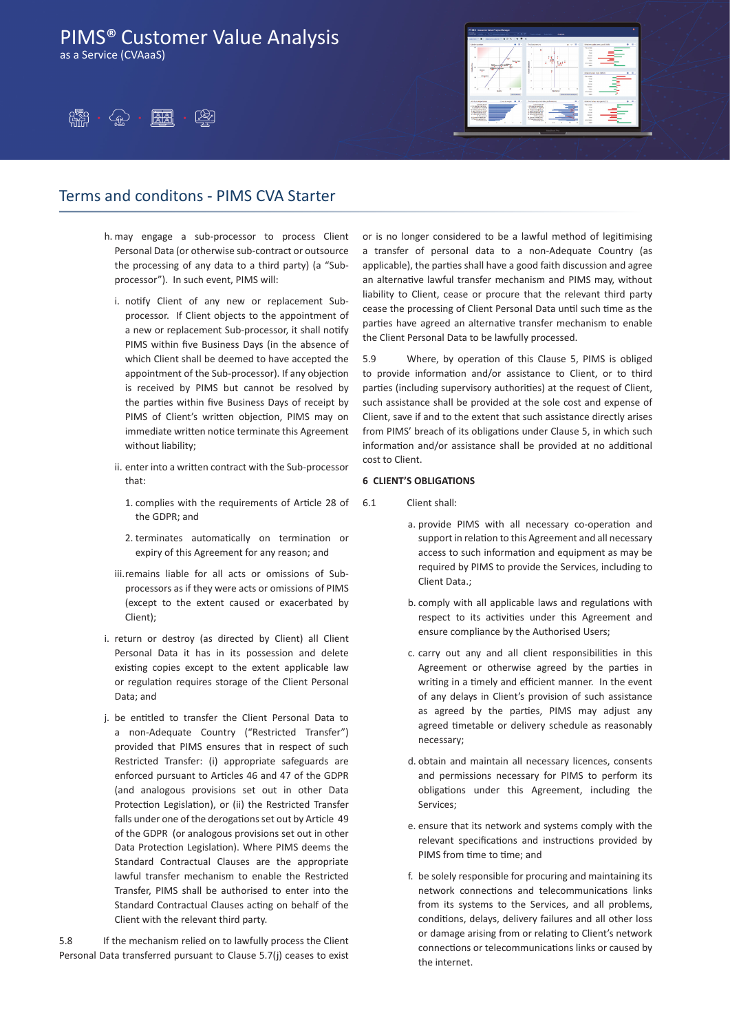PIMS® Customer Value Analysis
as a Service (CVAaaS)

## Terms and conditons - PIMS CVA Starter

h. may engage a sub-processor to process Client Personal Data (or otherwise sub-contract or outsource the processing of any data to a third party) (a "Sub-processor"). In such event, PIMS will:

   i. notify Client of any new or replacement Sub-processor. If Client objects to the appointment of a new or replacement Sub-processor, it shall notify PIMS within five Business Days (in the absence of which Client shall be deemed to have accepted the appointment of the Sub-processor). If any objection is received by PIMS but cannot be resolved by the parties within five Business Days of receipt by PIMS of Client's written objection, PIMS may on immediate written notice terminate this Agreement without liability;

   ii. enter into a written contract with the Sub-processor that:

      1. complies with the requirements of Article 28 of the GDPR; and

      2. terminates automatically on termination or expiry of this Agreement for any reason; and

   iii. remains liable for all acts or omissions of Sub-processors as if they were acts or omissions of PIMS (except to the extent caused or exacerbated by Client);

i. return or destroy (as directed by Client) all Client Personal Data it has in its possession and delete existing copies except to the extent applicable law or regulation requires storage of the Client Personal Data; and

j. be entitled to transfer the Client Personal Data to a non-Adequate Country ("Restricted Transfer") provided that PIMS ensures that in respect of such Restricted Transfer: (i) appropriate safeguards are enforced pursuant to Articles 46 and 47 of the GDPR (and analogous provisions set out in other Data Protection Legislation), or (ii) the Restricted Transfer falls under one of the derogations set out by Article 49 of the GDPR (or analogous provisions set out in other Data Protection Legislation). Where PIMS deems the Standard Contractual Clauses are the appropriate lawful transfer mechanism to enable the Restricted Transfer, PIMS shall be authorised to enter into the Standard Contractual Clauses acting on behalf of the Client with the relevant third party.

5.8 If the mechanism relied on to lawfully process the Client Personal Data transferred pursuant to Clause 5.7(j) ceases to exist or is no longer considered to be a lawful method of legitimising a transfer of personal data to a non-Adequate Country (as applicable), the parties shall have a good faith discussion and agree an alternative lawful transfer mechanism and PIMS may, without liability to Client, cease or procure that the relevant third party cease the processing of Client Personal Data until such time as the parties have agreed an alternative transfer mechanism to enable the Client Personal Data to be lawfully processed.

5.9 Where, by operation of this Clause 5, PIMS is obliged to provide information and/or assistance to Client, or to third parties (including supervisory authorities) at the request of Client, such assistance shall be provided at the sole cost and expense of Client, save if and to the extent that such assistance directly arises from PIMS' breach of its obligations under Clause 5, in which such information and/or assistance shall be provided at no additional cost to Client.

**6 CLIENT'S OBLIGATIONS**

6.1 Client shall:

a. provide PIMS with all necessary co-operation and support in relation to this Agreement and all necessary access to such information and equipment as may be required by PIMS to provide the Services, including to Client Data.;

b. comply with all applicable laws and regulations with respect to its activities under this Agreement and ensure compliance by the Authorised Users;

c. carry out any and all client responsibilities in this Agreement or otherwise agreed by the parties in writing in a timely and efficient manner. In the event of any delays in Client's provision of such assistance as agreed by the parties, PIMS may adjust any agreed timetable or delivery schedule as reasonably necessary;

d. obtain and maintain all necessary licences, consents and permissions necessary for PIMS to perform its obligations under this Agreement, including the Services;

e. ensure that its network and systems comply with the relevant specifications and instructions provided by PIMS from time to time; and

f. be solely responsible for procuring and maintaining its network connections and telecommunications links from its systems to the Services, and all problems, conditions, delays, delivery failures and all other loss or damage arising from or relating to Client's network connections or telecommunications links or caused by the internet.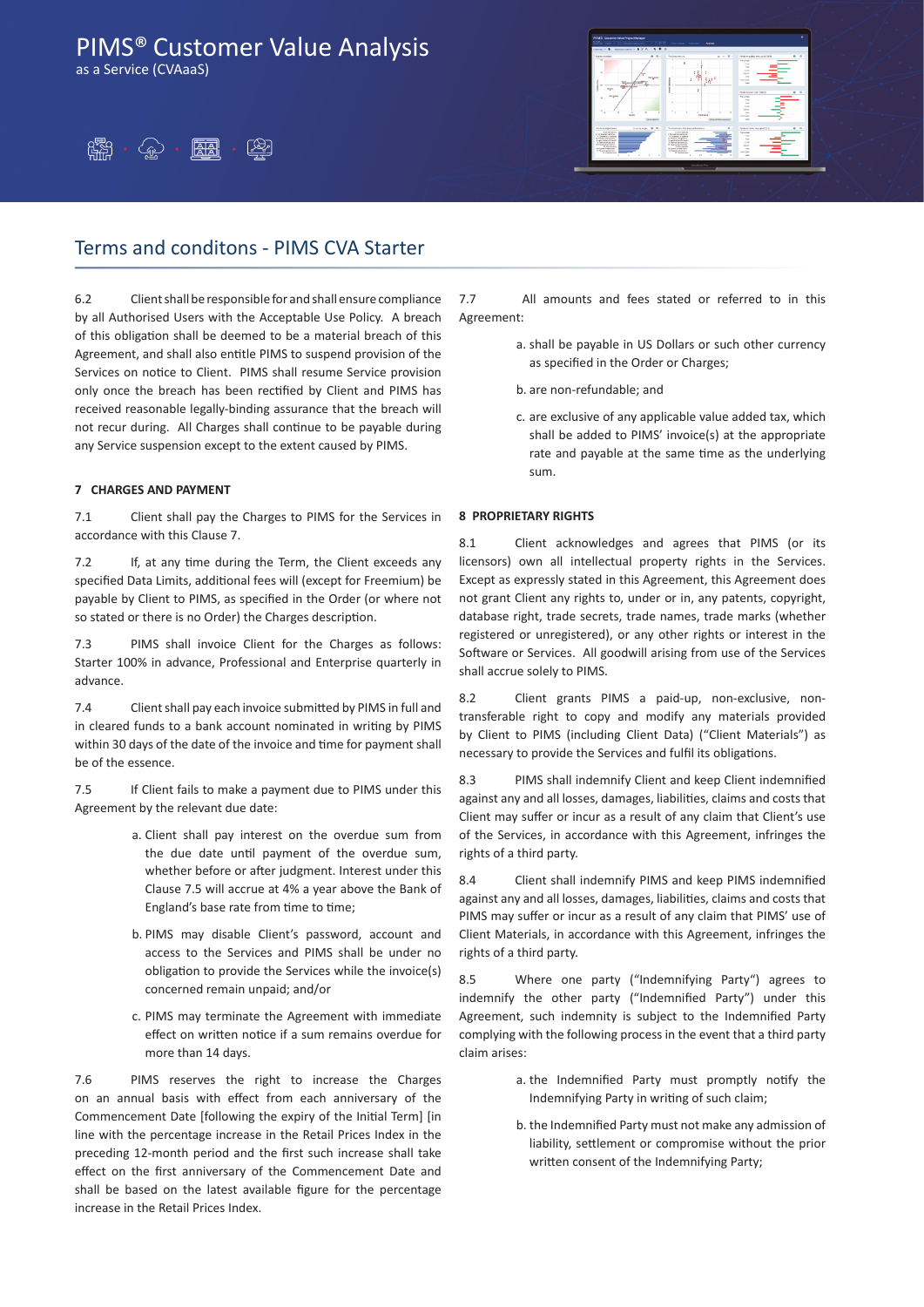# PIMS® Customer Value Analysis

as a Service (CVAaaS)

## Terms and conditons - PIMS CVA Starter

6.2 Client shall be responsible for and shall ensure compliance by all Authorised Users with the Acceptable Use Policy. A breach of this obligation shall be deemed to be a material breach of this Agreement, and shall also entitle PIMS to suspend provision of the Services on notice to Client. PIMS shall resume Service provision only once the breach has been rectified by Client and PIMS has received reasonable legally-binding assurance that the breach will not recur during. All Charges shall continue to be payable during any Service suspension except to the extent caused by PIMS.

**7 CHARGES AND PAYMENT**

7.1 Client shall pay the Charges to PIMS for the Services in accordance with this Clause 7.

7.2 If, at any time during the Term, the Client exceeds any specified Data Limits, additional fees will (except for Freemium) be payable by Client to PIMS, as specified in the Order (or where not so stated or there is no Order) the Charges description.

7.3 PIMS shall invoice Client for the Charges as follows: Starter 100% in advance, Professional and Enterprise quarterly in advance.

7.4 Client shall pay each invoice submitted by PIMS in full and in cleared funds to a bank account nominated in writing by PIMS within 30 days of the date of the invoice and time for payment shall be of the essence.

7.5 If Client fails to make a payment due to PIMS under this Agreement by the relevant due date:

a. Client shall pay interest on the overdue sum from the due date until payment of the overdue sum, whether before or after judgment. Interest under this Clause 7.5 will accrue at 4% a year above the Bank of England's base rate from time to time;

b. PIMS may disable Client's password, account and access to the Services and PIMS shall be under no obligation to provide the Services while the invoice(s) concerned remain unpaid; and/or

c. PIMS may terminate the Agreement with immediate effect on written notice if a sum remains overdue for more than 14 days.

7.6 PIMS reserves the right to increase the Charges on an annual basis with effect from each anniversary of the Commencement Date [following the expiry of the Initial Term] [in line with the percentage increase in the Retail Prices Index in the preceding 12-month period and the first such increase shall take effect on the first anniversary of the Commencement Date and shall be based on the latest available figure for the percentage increase in the Retail Prices Index.

7.7 All amounts and fees stated or referred to in this Agreement:

a. shall be payable in US Dollars or such other currency as specified in the Order or Charges;

b. are non-refundable; and

c. are exclusive of any applicable value added tax, which shall be added to PIMS' invoice(s) at the appropriate rate and payable at the same time as the underlying sum.

**8 PROPRIETARY RIGHTS**

8.1 Client acknowledges and agrees that PIMS (or its licensors) own all intellectual property rights in the Services. Except as expressly stated in this Agreement, this Agreement does not grant Client any rights to, under or in, any patents, copyright, database right, trade secrets, trade names, trade marks (whether registered or unregistered), or any other rights or interest in the Software or Services. All goodwill arising from use of the Services shall accrue solely to PIMS.

8.2 Client grants PIMS a paid-up, non-exclusive, non-transferable right to copy and modify any materials provided by Client to PIMS (including Client Data) ("Client Materials") as necessary to provide the Services and fulfil its obligations.

8.3 PIMS shall indemnify Client and keep Client indemnified against any and all losses, damages, liabilities, claims and costs that Client may suffer or incur as a result of any claim that Client's use of the Services, in accordance with this Agreement, infringes the rights of a third party.

8.4 Client shall indemnify PIMS and keep PIMS indemnified against any and all losses, damages, liabilities, claims and costs that PIMS may suffer or incur as a result of any claim that PIMS' use of Client Materials, in accordance with this Agreement, infringes the rights of a third party.

8.5 Where one party ("Indemnifying Party") agrees to indemnify the other party ("Indemnified Party") under this Agreement, such indemnity is subject to the Indemnified Party complying with the following process in the event that a third party claim arises:

a. the Indemnified Party must promptly notify the Indemnifying Party in writing of such claim;

b. the Indemnified Party must not make any admission of liability, settlement or compromise without the prior written consent of the Indemnifying Party;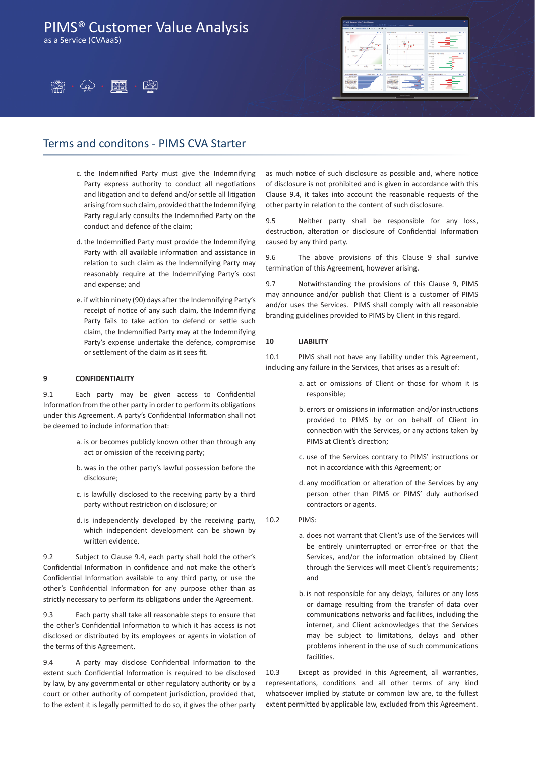# PIMS® Customer Value Analysis

as a Service (CVAaaS)

## Terms and conditons - PIMS CVA Starter

c. the Indemnified Party must give the Indemnifying Party express authority to conduct all negotiations and litigation and to defend and/or settle all litigation arising from such claim, provided that the Indemnifying Party regularly consults the Indemnified Party on the conduct and defence of the claim;

d. the Indemnified Party must provide the Indemnifying Party with all available information and assistance in relation to such claim as the Indemnifying Party may reasonably require at the Indemnifying Party's cost and expense; and

e. if within ninety (90) days after the Indemnifying Party's receipt of notice of any such claim, the Indemnifying Party fails to take action to defend or settle such claim, the Indemnified Party may at the Indemnifying Party's expense undertake the defence, compromise or settlement of the claim as it sees fit.

**9 CONFIDENTIALITY**

9.1 Each party may be given access to Confidential Information from the other party in order to perform its obligations under this Agreement. A party's Confidential Information shall not be deemed to include information that:

a. is or becomes publicly known other than through any act or omission of the receiving party;

b. was in the other party's lawful possession before the disclosure;

c. is lawfully disclosed to the receiving party by a third party without restriction on disclosure; or

d. is independently developed by the receiving party, which independent development can be shown by written evidence.

9.2 Subject to Clause 9.4, each party shall hold the other's Confidential Information in confidence and not make the other's Confidential Information available to any third party, or use the other's Confidential Information for any purpose other than as strictly necessary to perform its obligations under the Agreement.

9.3 Each party shall take all reasonable steps to ensure that the other's Confidential Information to which it has access is not disclosed or distributed by its employees or agents in violation of the terms of this Agreement.

9.4 A party may disclose Confidential Information to the extent such Confidential Information is required to be disclosed by law, by any governmental or other regulatory authority or by a court or other authority of competent jurisdiction, provided that, to the extent it is legally permitted to do so, it gives the other party as much notice of such disclosure as possible and, where notice of disclosure is not prohibited and is given in accordance with this Clause 9.4, it takes into account the reasonable requests of the other party in relation to the content of such disclosure.

9.5 Neither party shall be responsible for any loss, destruction, alteration or disclosure of Confidential Information caused by any third party.

9.6 The above provisions of this Clause 9 shall survive termination of this Agreement, however arising.

9.7 Notwithstanding the provisions of this Clause 9, PIMS may announce and/or publish that Client is a customer of PIMS and/or uses the Services. PIMS shall comply with all reasonable branding guidelines provided to PIMS by Client in this regard.

**10 LIABILITY**

10.1 PIMS shall not have any liability under this Agreement, including any failure in the Services, that arises as a result of:

a. act or omissions of Client or those for whom it is responsible;

b. errors or omissions in information and/or instructions provided to PIMS by or on behalf of Client in connection with the Services, or any actions taken by PIMS at Client's direction;

c. use of the Services contrary to PIMS' instructions or not in accordance with this Agreement; or

d. any modification or alteration of the Services by any person other than PIMS or PIMS' duly authorised contractors or agents.

10.2 PIMS:

a. does not warrant that Client's use of the Services will be entirely uninterrupted or error-free or that the Services, and/or the information obtained by Client through the Services will meet Client's requirements; and

b. is not responsible for any delays, failures or any loss or damage resulting from the transfer of data over communications networks and facilities, including the internet, and Client acknowledges that the Services may be subject to limitations, delays and other problems inherent in the use of such communications facilities.

10.3 Except as provided in this Agreement, all warranties, representations, conditions and all other terms of any kind whatsoever implied by statute or common law are, to the fullest extent permitted by applicable law, excluded from this Agreement.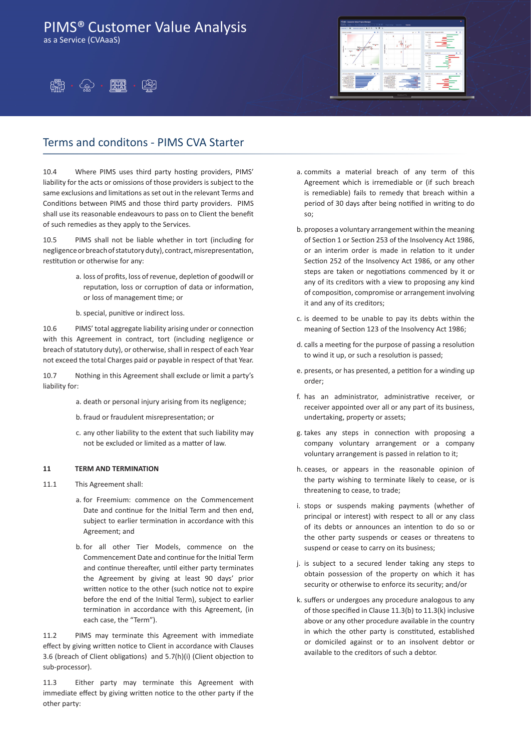# PIMS® Customer Value Analysis

as a Service (CVAaaS)

## Terms and conditons - PIMS CVA Starter

10.4 Where PIMS uses third party hosting providers, PIMS' liability for the acts or omissions of those providers is subject to the same exclusions and limitations as set out in the relevant Terms and Conditions between PIMS and those third party providers. PIMS shall use its reasonable endeavours to pass on to Client the benefit of such remedies as they apply to the Services.

10.5 PIMS shall not be liable whether in tort (including for negligence or breach of statutory duty), contract, misrepresentation, restitution or otherwise for any:

a. loss of profits, loss of revenue, depletion of goodwill or reputation, loss or corruption of data or information, or loss of management time; or

b. special, punitive or indirect loss.

10.6 PIMS' total aggregate liability arising under or connection with this Agreement in contract, tort (including negligence or breach of statutory duty), or otherwise, shall in respect of each Year not exceed the total Charges paid or payable in respect of that Year.

10.7 Nothing in this Agreement shall exclude or limit a party's liability for:

a. death or personal injury arising from its negligence;

b. fraud or fraudulent misrepresentation; or

c. any other liability to the extent that such liability may not be excluded or limited as a matter of law.

**11 TERM AND TERMINATION**

11.1 This Agreement shall:

a. for Freemium: commence on the Commencement Date and continue for the Initial Term and then end, subject to earlier termination in accordance with this Agreement; and

b. for all other Tier Models, commence on the Commencement Date and continue for the Initial Term and continue thereafter, until either party terminates the Agreement by giving at least 90 days' prior written notice to the other (such notice not to expire before the end of the Initial Term), subject to earlier termination in accordance with this Agreement, (in each case, the "Term").

11.2 PIMS may terminate this Agreement with immediate effect by giving written notice to Client in accordance with Clauses 3.6 (breach of Client obligations) and 5.7(h)(i) (Client objection to sub-processor).

11.3 Either party may terminate this Agreement with immediate effect by giving written notice to the other party if the other party:

a. commits a material breach of any term of this Agreement which is irremediable or (if such breach is remediable) fails to remedy that breach within a period of 30 days after being notified in writing to do so;

b. proposes a voluntary arrangement within the meaning of Section 1 or Section 253 of the Insolvency Act 1986, or an interim order is made in relation to it under Section 252 of the Insolvency Act 1986, or any other steps are taken or negotiations commenced by it or any of its creditors with a view to proposing any kind of composition, compromise or arrangement involving it and any of its creditors;

c. is deemed to be unable to pay its debts within the meaning of Section 123 of the Insolvency Act 1986;

d. calls a meeting for the purpose of passing a resolution to wind it up, or such a resolution is passed;

e. presents, or has presented, a petition for a winding up order;

f. has an administrator, administrative receiver, or receiver appointed over all or any part of its business, undertaking, property or assets;

g. takes any steps in connection with proposing a company voluntary arrangement or a company voluntary arrangement is passed in relation to it;

h. ceases, or appears in the reasonable opinion of the party wishing to terminate likely to cease, or is threatening to cease, to trade;

i. stops or suspends making payments (whether of principal or interest) with respect to all or any class of its debts or announces an intention to do so or the other party suspends or ceases or threatens to suspend or cease to carry on its business;

j. is subject to a secured lender taking any steps to obtain possession of the property on which it has security or otherwise to enforce its security; and/or

k. suffers or undergoes any procedure analogous to any of those specified in Clause 11.3(b) to 11.3(k) inclusive above or any other procedure available in the country in which the other party is constituted, established or domiciled against or to an insolvent debtor or available to the creditors of such a debtor.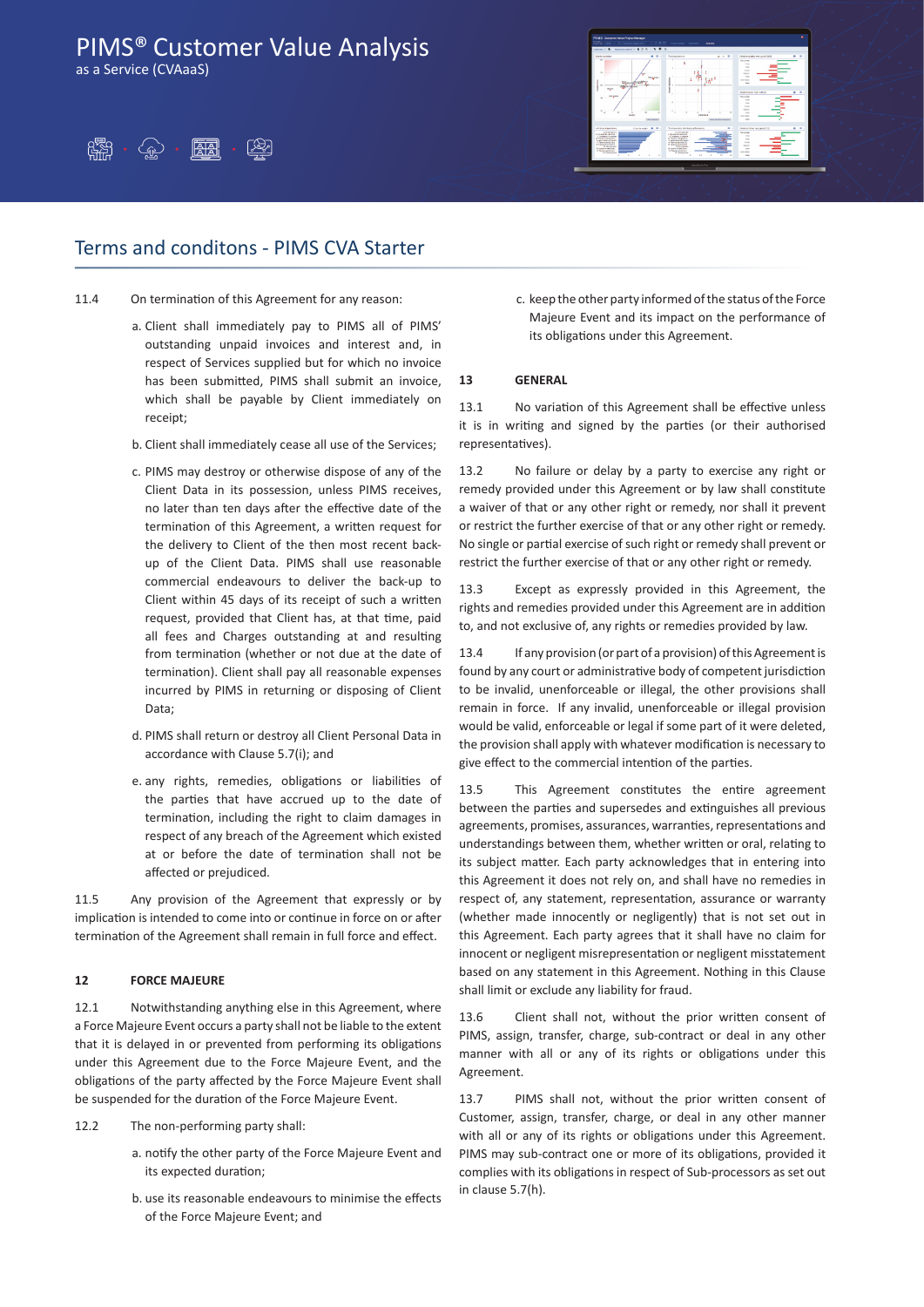# PIMS® Customer Value Analysis
as a Service (CVAaaS)

## Terms and conditons - PIMS CVA Starter

11.4 On termination of this Agreement for any reason:

a. Client shall immediately pay to PIMS all of PIMS' outstanding unpaid invoices and interest and, in respect of Services supplied but for which no invoice has been submitted, PIMS shall submit an invoice, which shall be payable by Client immediately on receipt;

b. Client shall immediately cease all use of the Services;

c. PIMS may destroy or otherwise dispose of any of the Client Data in its possession, unless PIMS receives, no later than ten days after the effective date of the termination of this Agreement, a written request for the delivery to Client of the then most recent back-up of the Client Data. PIMS shall use reasonable commercial endeavours to deliver the back-up to Client within 45 days of its receipt of such a written request, provided that Client has, at that time, paid all fees and Charges outstanding at and resulting from termination (whether or not due at the date of termination). Client shall pay all reasonable expenses incurred by PIMS in returning or disposing of Client Data;

d. PIMS shall return or destroy all Client Personal Data in accordance with Clause 5.7(i); and

e. any rights, remedies, obligations or liabilities of the parties that have accrued up to the date of termination, including the right to claim damages in respect of any breach of the Agreement which existed at or before the date of termination shall not be affected or prejudiced.

11.5 Any provision of the Agreement that expressly or by implication is intended to come into or continue in force on or after termination of the Agreement shall remain in full force and effect.

**12 FORCE MAJEURE**

12.1 Notwithstanding anything else in this Agreement, where a Force Majeure Event occurs a party shall not be liable to the extent that it is delayed in or prevented from performing its obligations under this Agreement due to the Force Majeure Event, and the obligations of the party affected by the Force Majeure Event shall be suspended for the duration of the Force Majeure Event.

12.2 The non-performing party shall:

a. notify the other party of the Force Majeure Event and its expected duration;

b. use its reasonable endeavours to minimise the effects of the Force Majeure Event; and

c. keep the other party informed of the status of the Force Majeure Event and its impact on the performance of its obligations under this Agreement.

**13 GENERAL**

13.1 No variation of this Agreement shall be effective unless it is in writing and signed by the parties (or their authorised representatives).

13.2 No failure or delay by a party to exercise any right or remedy provided under this Agreement or by law shall constitute a waiver of that or any other right or remedy, nor shall it prevent or restrict the further exercise of that or any other right or remedy. No single or partial exercise of such right or remedy shall prevent or restrict the further exercise of that or any other right or remedy.

13.3 Except as expressly provided in this Agreement, the rights and remedies provided under this Agreement are in addition to, and not exclusive of, any rights or remedies provided by law.

13.4 If any provision (or part of a provision) of this Agreement is found by any court or administrative body of competent jurisdiction to be invalid, unenforceable or illegal, the other provisions shall remain in force. If any invalid, unenforceable or illegal provision would be valid, enforceable or legal if some part of it were deleted, the provision shall apply with whatever modification is necessary to give effect to the commercial intention of the parties.

13.5 This Agreement constitutes the entire agreement between the parties and supersedes and extinguishes all previous agreements, promises, assurances, warranties, representations and understandings between them, whether written or oral, relating to its subject matter. Each party acknowledges that in entering into this Agreement it does not rely on, and shall have no remedies in respect of, any statement, representation, assurance or warranty (whether made innocently or negligently) that is not set out in this Agreement. Each party agrees that it shall have no claim for innocent or negligent misrepresentation or negligent misstatement based on any statement in this Agreement. Nothing in this Clause shall limit or exclude any liability for fraud.

13.6 Client shall not, without the prior written consent of PIMS, assign, transfer, charge, sub-contract or deal in any other manner with all or any of its rights or obligations under this Agreement.

13.7 PIMS shall not, without the prior written consent of Customer, assign, transfer, charge, or deal in any other manner with all or any of its rights or obligations under this Agreement. PIMS may sub-contract one or more of its obligations, provided it complies with its obligations in respect of Sub-processors as set out in clause 5.7(h).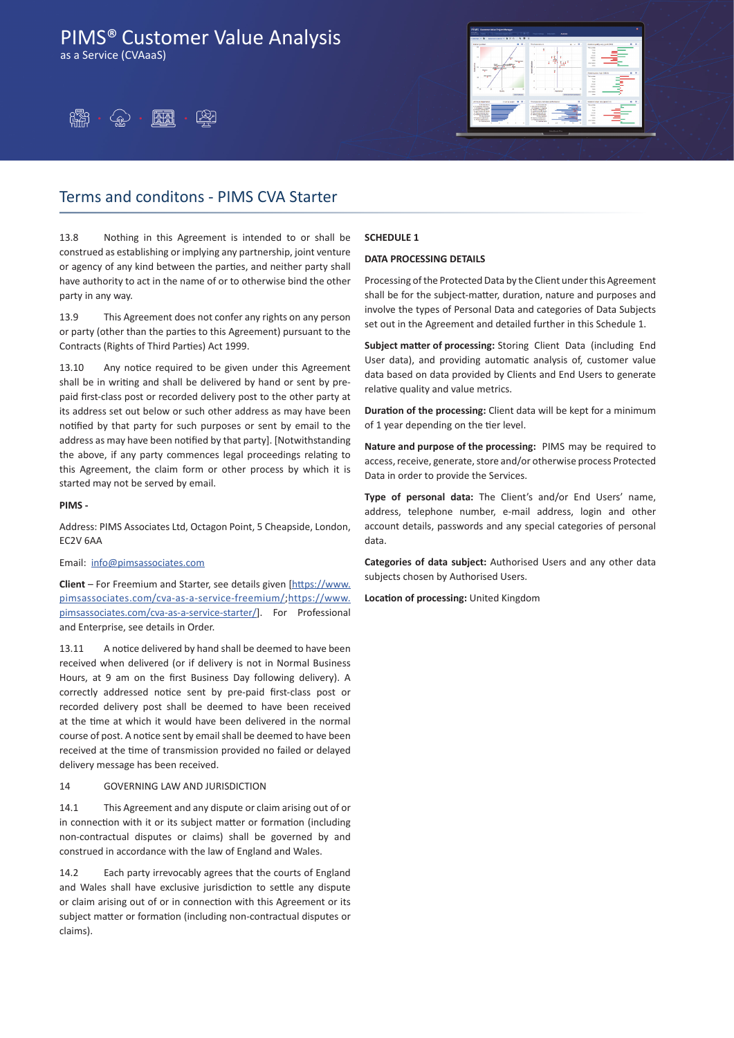# PIMS® Customer Value Analysis

as a Service (CVAaaS)

## Terms and conditons - PIMS CVA Starter

13.8 Nothing in this Agreement is intended to or shall be construed as establishing or implying any partnership, joint venture or agency of any kind between the parties, and neither party shall have authority to act in the name of or to otherwise bind the other party in any way.

13.9 This Agreement does not confer any rights on any person or party (other than the parties to this Agreement) pursuant to the Contracts (Rights of Third Parties) Act 1999.

13.10 Any notice required to be given under this Agreement shall be in writing and shall be delivered by hand or sent by pre-paid first-class post or recorded delivery post to the other party at its address set out below or such other address as may have been notified by that party for such purposes or sent by email to the address as may have been notified by that party]. [Notwithstanding the above, if any party commences legal proceedings relating to this Agreement, the claim form or other process by which it is started may not be served by email.

**PIMS -**

Address: PIMS Associates Ltd, Octagon Point, 5 Cheapside, London, EC2V 6AA

Email: info@pimsassociates.com

**Client** – For Freemium and Starter, see details given [https://www.pimsassociates.com/cva-as-a-service-freemium/;https://www.pimsassociates.com/cva-as-a-service-starter/]. For Professional and Enterprise, see details in Order.

13.11 A notice delivered by hand shall be deemed to have been received when delivered (or if delivery is not in Normal Business Hours, at 9 am on the first Business Day following delivery). A correctly addressed notice sent by pre-paid first-class post or recorded delivery post shall be deemed to have been received at the time at which it would have been delivered in the normal course of post. A notice sent by email shall be deemed to have been received at the time of transmission provided no failed or delayed delivery message has been received.

14 GOVERNING LAW AND JURISDICTION

14.1 This Agreement and any dispute or claim arising out of or in connection with it or its subject matter or formation (including non-contractual disputes or claims) shall be governed by and construed in accordance with the law of England and Wales.

14.2 Each party irrevocably agrees that the courts of England and Wales shall have exclusive jurisdiction to settle any dispute or claim arising out of or in connection with this Agreement or its subject matter or formation (including non-contractual disputes or claims).

**SCHEDULE 1**

**DATA PROCESSING DETAILS**

Processing of the Protected Data by the Client under this Agreement shall be for the subject-matter, duration, nature and purposes and involve the types of Personal Data and categories of Data Subjects set out in the Agreement and detailed further in this Schedule 1.

**Subject matter of processing:** Storing Client Data (including End User data), and providing automatic analysis of, customer value data based on data provided by Clients and End Users to generate relative quality and value metrics.

**Duration of the processing:** Client data will be kept for a minimum of 1 year depending on the tier level.

**Nature and purpose of the processing:** PIMS may be required to access, receive, generate, store and/or otherwise process Protected Data in order to provide the Services.

**Type of personal data:** The Client's and/or End Users' name, address, telephone number, e-mail address, login and other account details, passwords and any special categories of personal data.

**Categories of data subject:** Authorised Users and any other data subjects chosen by Authorised Users.

**Location of processing:** United Kingdom